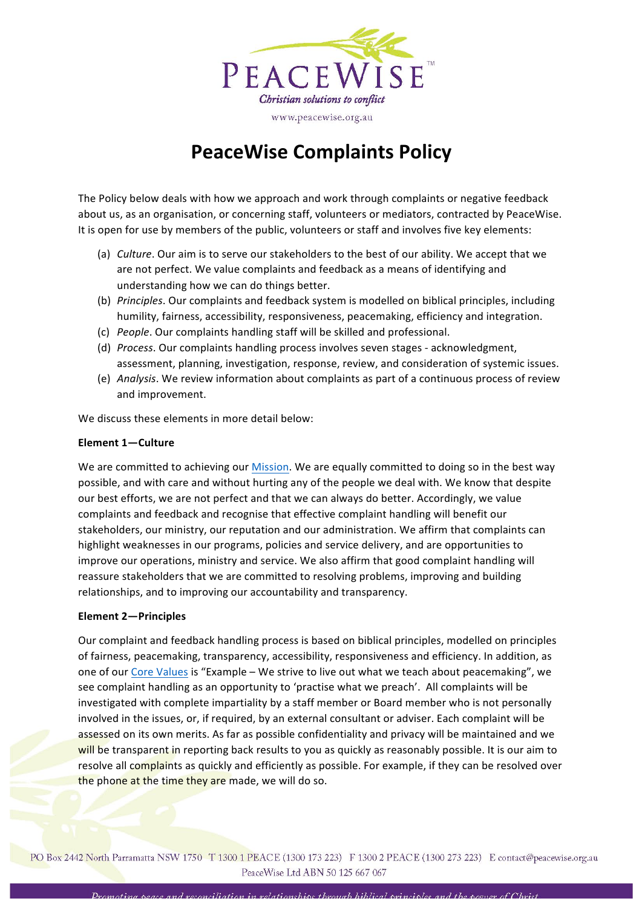# PeaceWise Complaints Policy

The Policy below deals with how we approach and work through complaints or negative feedback about us, as an organisation, or concerning staff, volunteers or mediators, contracted by PeaceWise. It is open for use by members of the public, volunteers or staff and involves five key elements:

(a) *Culture*. Our aim is to serve our stakeholders to the best of our ability. We accept that we are not perfect. We value complaints and feedback as a means of identifying and understanding how we can do things better.

(b) *Principles*. Our complaints and feedback system is modelled on biblical principles, including humility, fairness, accessibility, responsiveness, peacemaking, efficiency and integration.

(c) *People*. Our complaints handling staff will be skilled and professional.

(d) *Process*. Our complaints handling process involves seven stages - acknowledgment, assessment, planning, investigation, response, review, and consideration of systemic issues.

(e) *Analysis*. We review information about complaints as part of a continuous process of review and improvement.

We discuss these elements in more detail below:

**Element 1—Culture**

We are committed to achieving our Mission. We are equally committed to doing so in the best way possible, and with care and without hurting any of the people we deal with. We know that despite our best efforts, we are not perfect and that we can always do better. Accordingly, we value complaints and feedback and recognise that effective complaint handling will benefit our stakeholders, our ministry, our reputation and our administration. We affirm that complaints can highlight weaknesses in our programs, policies and service delivery, and are opportunities to improve our operations, ministry and service. We also affirm that good complaint handling will reassure stakeholders that we are committed to resolving problems, improving and building relationships, and to improving our accountability and transparency.

**Element 2—Principles**

Our complaint and feedback handling process is based on biblical principles, modelled on principles of fairness, peacemaking, transparency, accessibility, responsiveness and efficiency. In addition, as one of our Core Values is "Example – We strive to live out what we teach about peacemaking", we see complaint handling as an opportunity to 'practise what we preach'. All complaints will be investigated with complete impartiality by a staff member or Board member who is not personally involved in the issues, or, if required, by an external consultant or adviser. Each complaint will be assessed on its own merits. As far as possible confidentiality and privacy will be maintained and we will be transparent in reporting back results to you as quickly as reasonably possible. It is our aim to resolve all complaints as quickly and efficiently as possible. For example, if they can be resolved over the phone at the time they are made, we will do so.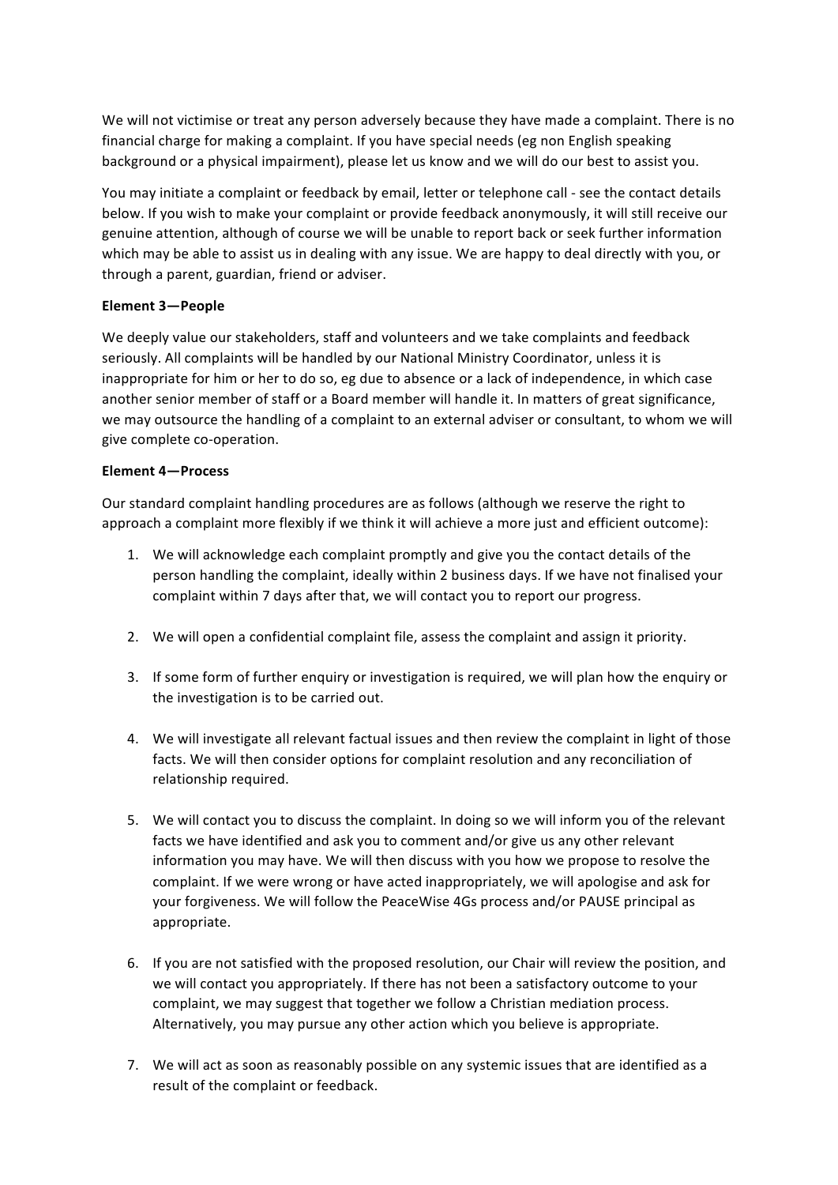We will not victimise or treat any person adversely because they have made a complaint. There is no financial charge for making a complaint. If you have special needs (eg non English speaking background or a physical impairment), please let us know and we will do our best to assist you.

You may initiate a complaint or feedback by email, letter or telephone call - see the contact details below. If you wish to make your complaint or provide feedback anonymously, it will still receive our genuine attention, although of course we will be unable to report back or seek further information which may be able to assist us in dealing with any issue. We are happy to deal directly with you, or through a parent, guardian, friend or adviser.

**Element 3—People**

We deeply value our stakeholders, staff and volunteers and we take complaints and feedback seriously. All complaints will be handled by our National Ministry Coordinator, unless it is inappropriate for him or her to do so, eg due to absence or a lack of independence, in which case another senior member of staff or a Board member will handle it. In matters of great significance, we may outsource the handling of a complaint to an external adviser or consultant, to whom we will give complete co-operation.

**Element 4—Process**

Our standard complaint handling procedures are as follows (although we reserve the right to approach a complaint more flexibly if we think it will achieve a more just and efficient outcome):

1. We will acknowledge each complaint promptly and give you the contact details of the person handling the complaint, ideally within 2 business days. If we have not finalised your complaint within 7 days after that, we will contact you to report our progress.

2. We will open a confidential complaint file, assess the complaint and assign it priority.

3. If some form of further enquiry or investigation is required, we will plan how the enquiry or the investigation is to be carried out.

4. We will investigate all relevant factual issues and then review the complaint in light of those facts. We will then consider options for complaint resolution and any reconciliation of relationship required.

5. We will contact you to discuss the complaint. In doing so we will inform you of the relevant facts we have identified and ask you to comment and/or give us any other relevant information you may have. We will then discuss with you how we propose to resolve the complaint. If we were wrong or have acted inappropriately, we will apologise and ask for your forgiveness. We will follow the PeaceWise 4Gs process and/or PAUSE principal as appropriate.

6. If you are not satisfied with the proposed resolution, our Chair will review the position, and we will contact you appropriately. If there has not been a satisfactory outcome to your complaint, we may suggest that together we follow a Christian mediation process. Alternatively, you may pursue any other action which you believe is appropriate.

7. We will act as soon as reasonably possible on any systemic issues that are identified as a result of the complaint or feedback.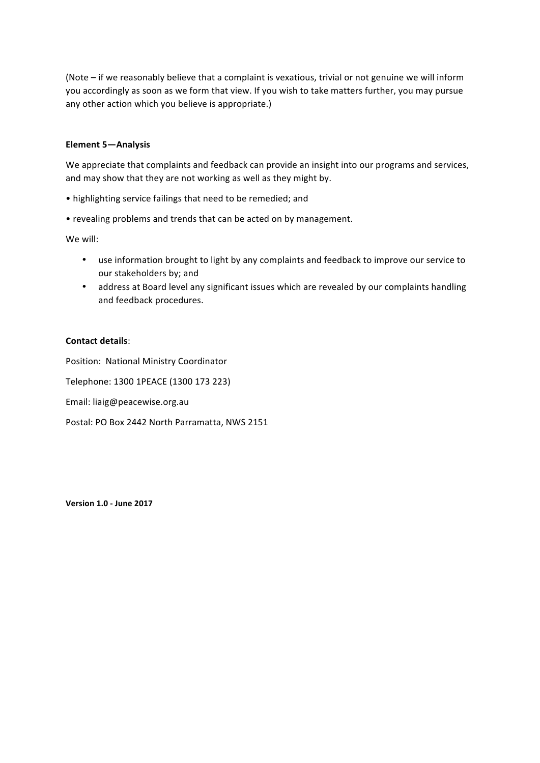(Note – if we reasonably believe that a complaint is vexatious, trivial or not genuine we will inform you accordingly as soon as we form that view. If you wish to take matters further, you may pursue any other action which you believe is appropriate.)

**Element 5—Analysis**

We appreciate that complaints and feedback can provide an insight into our programs and services, and may show that they are not working as well as they might by.

• highlighting service failings that need to be remedied; and

• revealing problems and trends that can be acted on by management.

We will:

- use information brought to light by any complaints and feedback to improve our service to our stakeholders by; and
- address at Board level any significant issues which are revealed by our complaints handling and feedback procedures.

**Contact details**:

Position: National Ministry Coordinator

Telephone: 1300 1PEACE (1300 173 223)

Email: liaig@peacewise.org.au

Postal: PO Box 2442 North Parramatta, NWS 2151

**Version 1.0 - June 2017**